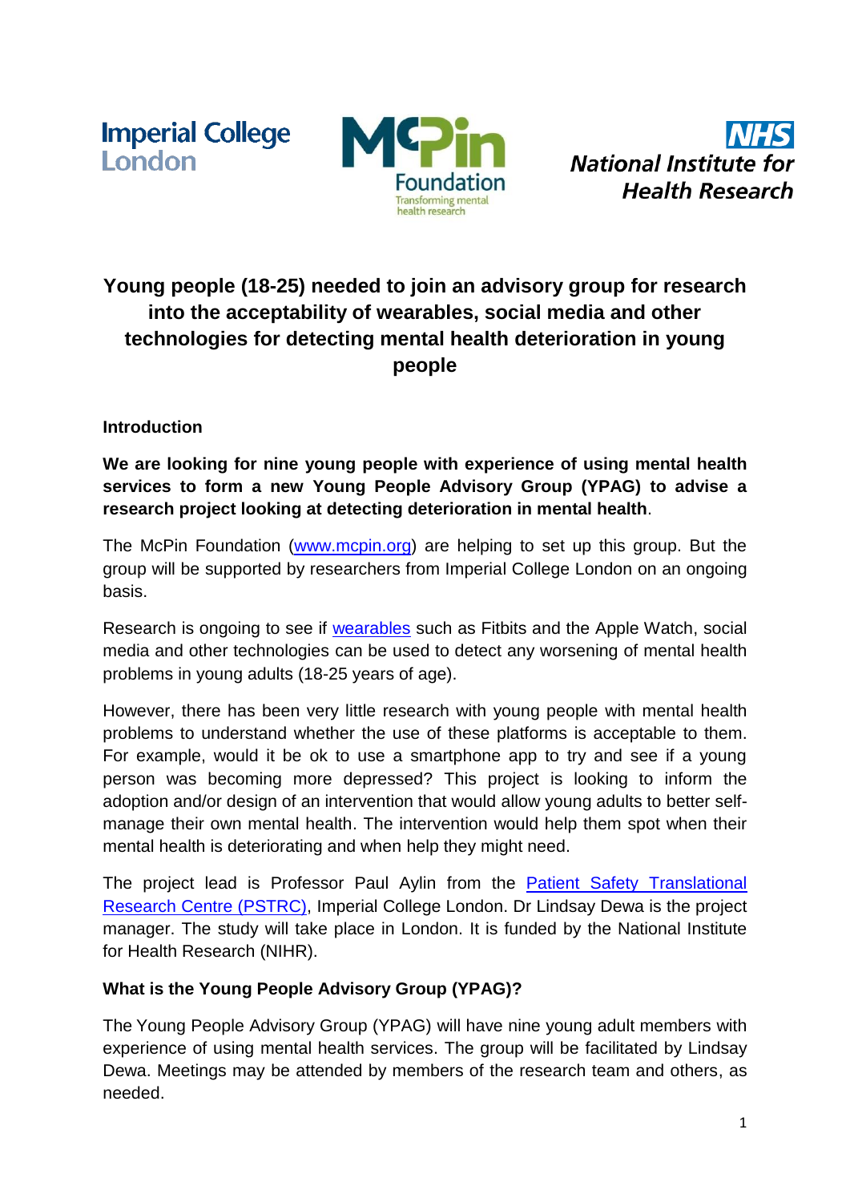# Young people (18-25) needed to join an advisory group for research into the acceptability of wearables, social media and other technologies for detecting mental health deterioration in young people

## Introduction

**We are looking for nine young people with experience of using mental health services to form a new Young People Advisory Group (YPAG) to advise a research project looking at detecting deterioration in mental health**.

The McPin Foundation (www.mcpin.org) are helping to set up this group. But the group will be supported by researchers from Imperial College London on an ongoing basis.

Research is ongoing to see if wearables such as Fitbits and the Apple Watch, social media and other technologies can be used to detect any worsening of mental health problems in young adults (18-25 years of age).

However, there has been very little research with young people with mental health problems to understand whether the use of these platforms is acceptable to them. For example, would it be ok to use a smartphone app to try and see if a young person was becoming more depressed? This project is looking to inform the adoption and/or design of an intervention that would allow young adults to better self-manage their own mental health. The intervention would help them spot when their mental health is deteriorating and when help they might need.

The project lead is Professor Paul Aylin from the Patient Safety Translational Research Centre (PSTRC), Imperial College London. Dr Lindsay Dewa is the project manager. The study will take place in London. It is funded by the National Institute for Health Research (NIHR).

## What is the Young People Advisory Group (YPAG)?

The Young People Advisory Group (YPAG) will have nine young adult members with experience of using mental health services. The group will be facilitated by Lindsay Dewa. Meetings may be attended by members of the research team and others, as needed.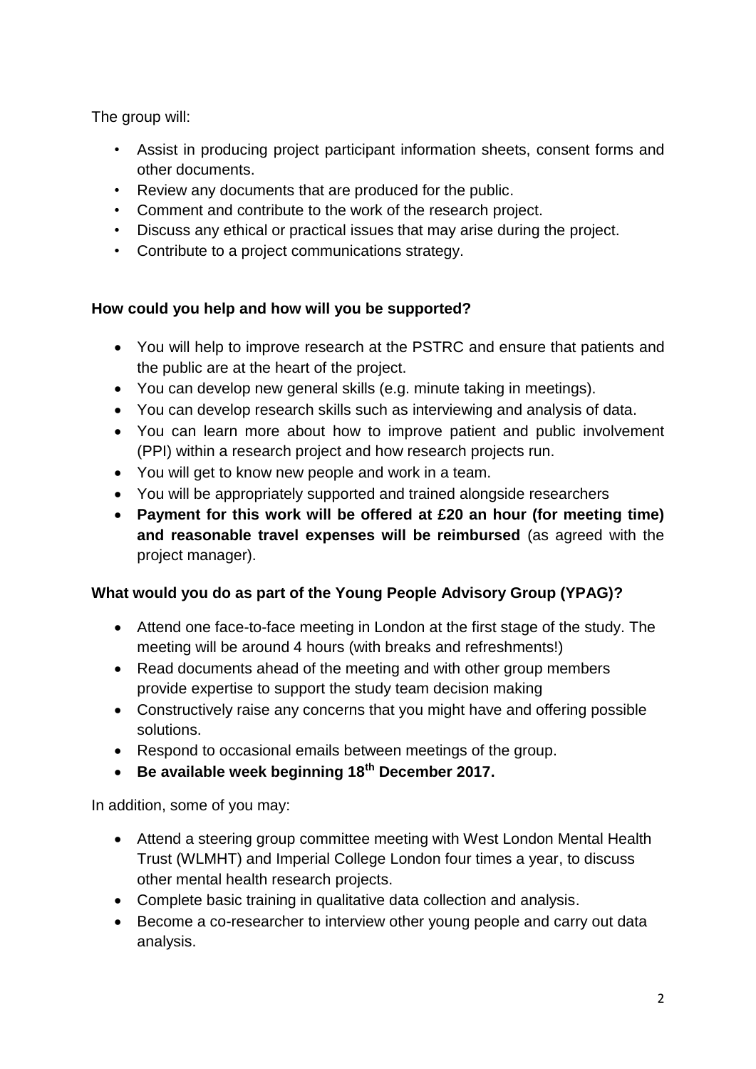The group will:

- Assist in producing project participant information sheets, consent forms and other documents.
- Review any documents that are produced for the public.
- Comment and contribute to the work of the research project.
- Discuss any ethical or practical issues that may arise during the project.
- Contribute to a project communications strategy.

**How could you help and how will you be supported?**

- You will help to improve research at the PSTRC and ensure that patients and the public are at the heart of the project.
- You can develop new general skills (e.g. minute taking in meetings).
- You can develop research skills such as interviewing and analysis of data.
- You can learn more about how to improve patient and public involvement (PPI) within a research project and how research projects run.
- You will get to know new people and work in a team.
- You will be appropriately supported and trained alongside researchers
- **Payment for this work will be offered at £20 an hour (for meeting time) and reasonable travel expenses will be reimbursed** (as agreed with the project manager).

**What would you do as part of the Young People Advisory Group (YPAG)?**

- Attend one face-to-face meeting in London at the first stage of the study. The meeting will be around 4 hours (with breaks and refreshments!)
- Read documents ahead of the meeting and with other group members provide expertise to support the study team decision making
- Constructively raise any concerns that you might have and offering possible solutions.
- Respond to occasional emails between meetings of the group.
- **Be available week beginning 18th December 2017.**

In addition, some of you may:

- Attend a steering group committee meeting with West London Mental Health Trust (WLMHT) and Imperial College London four times a year, to discuss other mental health research projects.
- Complete basic training in qualitative data collection and analysis.
- Become a co-researcher to interview other young people and carry out data analysis.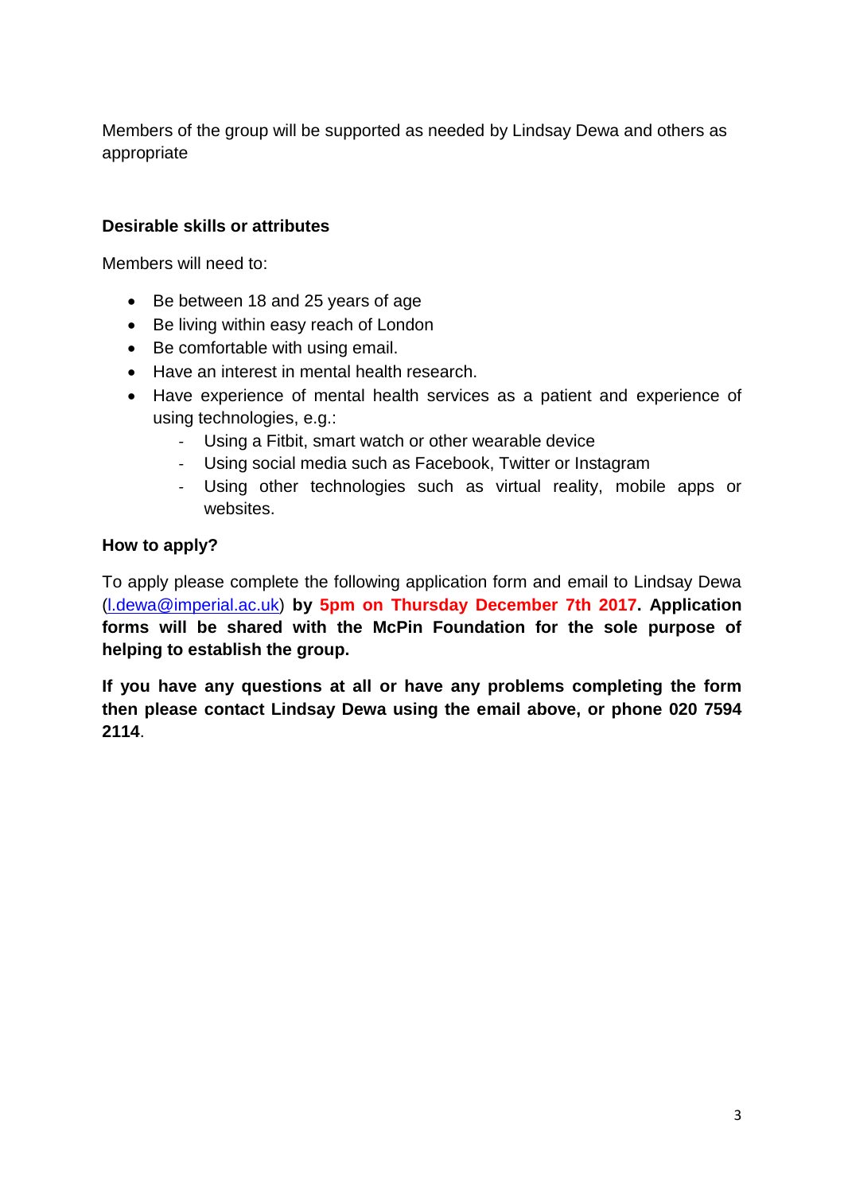Members of the group will be supported as needed by Lindsay Dewa and others as appropriate

**Desirable skills or attributes**

Members will need to:

- Be between 18 and 25 years of age
- Be living within easy reach of London
- Be comfortable with using email.
- Have an interest in mental health research.
- Have experience of mental health services as a patient and experience of using technologies, e.g.:
  - Using a Fitbit, smart watch or other wearable device
  - Using social media such as Facebook, Twitter or Instagram
  - Using other technologies such as virtual reality, mobile apps or websites.

**How to apply?**

To apply please complete the following application form and email to Lindsay Dewa (l.dewa@imperial.ac.uk) **by 5pm on Thursday December 7th 2017. Application forms will be shared with the McPin Foundation for the sole purpose of helping to establish the group.**

**If you have any questions at all or have any problems completing the form then please contact Lindsay Dewa using the email above, or phone 020 7594 2114**.